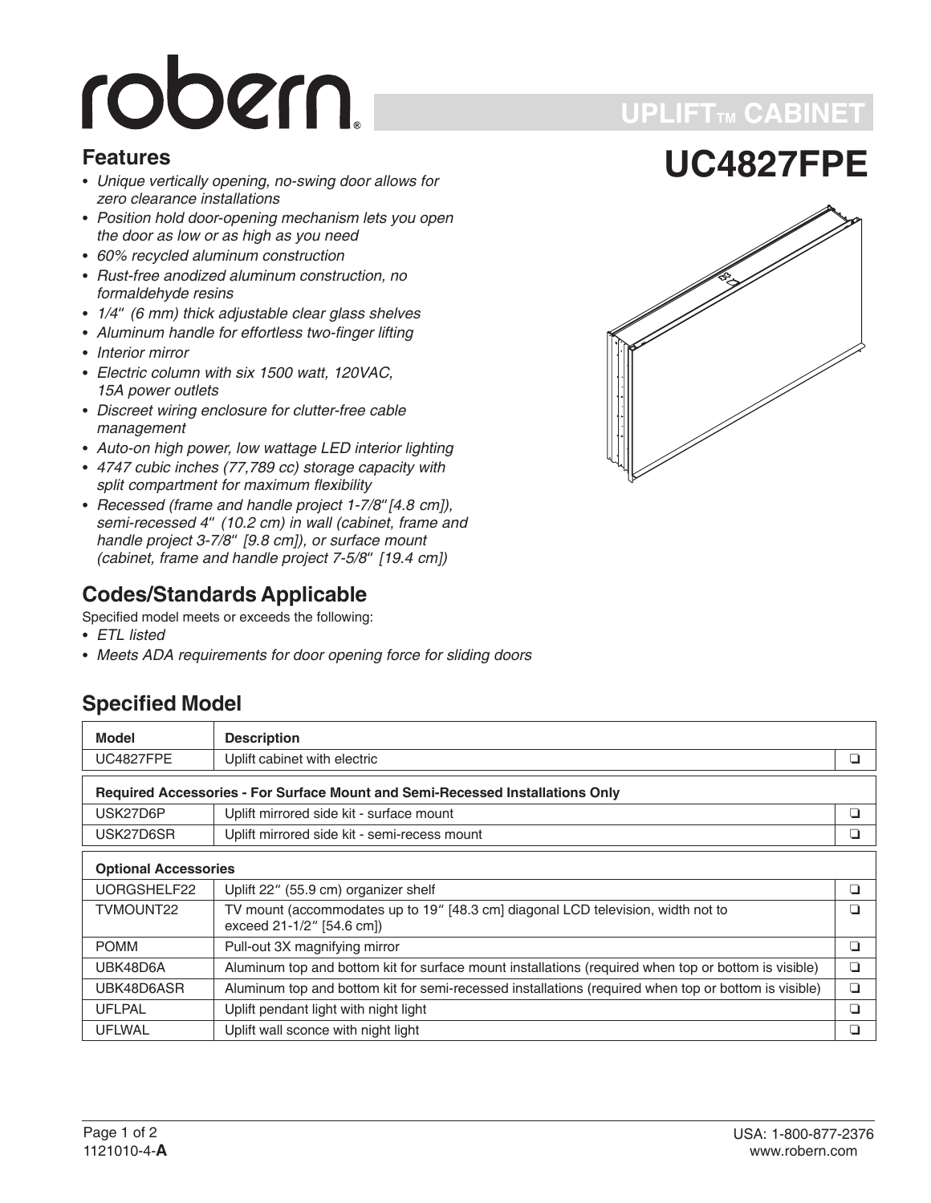# robern

## UPLIFT™ CABINET

# UC4827FPE

## Features

- *Unique vertically opening, no-swing door allows for zero clearance installations*
- *Position hold door-opening mechanism lets you open the door as low or as high as you need*
- *60% recycled aluminum construction*
- *Rust-free anodized aluminum construction, no formaldehyde resins*
- *1/4" (6 mm) thick adjustable clear glass shelves*
- *Aluminum handle for effortless two-finger lifting*
- *Interior mirror*
- *Electric column with six 1500 watt, 120VAC, 15A power outlets*
- *Discreet wiring enclosure for clutter-free cable management*
- *Auto-on high power, low wattage LED interior lighting*
- *4747 cubic inches (77,789 cc) storage capacity with split compartment for maximum flexibility*
- *Recessed (frame and handle project 1-7/8" [4.8 cm]), semi-recessed 4" (10.2 cm) in wall (cabinet, frame and handle project 3-7/8" [9.8 cm]), or surface mount (cabinet, frame and handle project 7-5/8" [19.4 cm])*

## Codes/Standards Applicable

Specified model meets or exceeds the following:

- *ETL listed*
- *Meets ADA requirements for door opening force for sliding doors*

## Specified Model

| Model | Description | |
|---|---|---|
| UC4827FPE | Uplift cabinet with electric | ❏ |
| **Required Accessories - For Surface Mount and Semi-Recessed Installations Only** | | |
| USK27D6P | Uplift mirrored side kit - surface mount | ❏ |
| USK27D6SR | Uplift mirrored side kit - semi-recess mount | ❏ |
| **Optional Accessories** | | |
| UORGSHELF22 | Uplift 22" (55.9 cm) organizer shelf | ❏ |
| TVMOUNT22 | TV mount (accommodates up to 19" [48.3 cm] diagonal LCD television, width not to exceed 21-1/2" [54.6 cm]) | ❏ |
| POMM | Pull-out 3X magnifying mirror | ❏ |
| UBK48D6A | Aluminum top and bottom kit for surface mount installations (required when top or bottom is visible) | ❏ |
| UBK48D6ASR | Aluminum top and bottom kit for semi-recessed installations (required when top or bottom is visible) | ❏ |
| UFLPAL | Uplift pendant light with night light | ❏ |
| UFLWAL | Uplift wall sconce with night light | ❏ |

1121010-4-**A**

USA: 1-800-877-2376
www.robern.com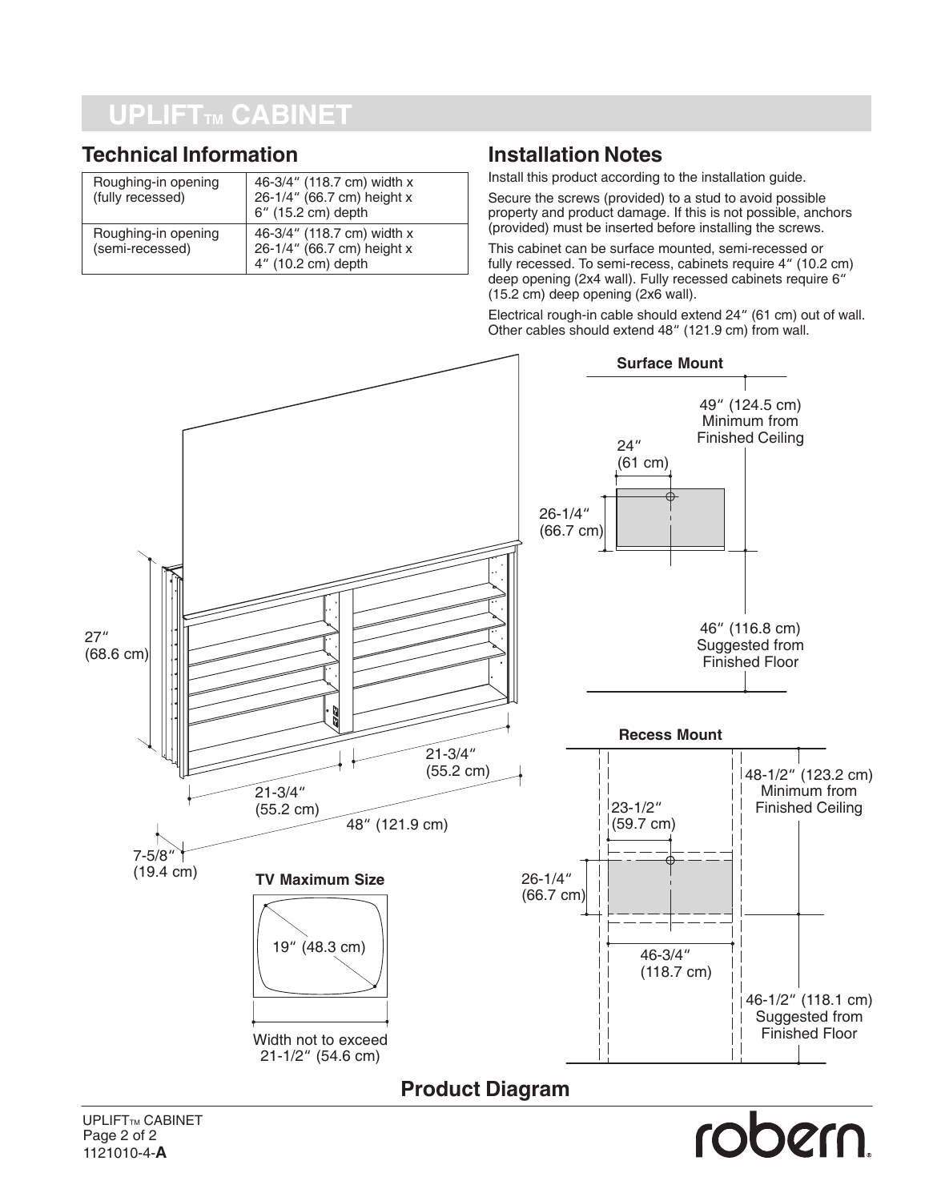# UPLIFT™ CABINET

## Technical Information

| | |
|---|---|
| Roughing-in opening (fully recessed) | 46-3/4″ (118.7 cm) width x 26-1/4″ (66.7 cm) height x 6″ (15.2 cm) depth |
| Roughing-in opening (semi-recessed) | 46-3/4″ (118.7 cm) width x 26-1/4″ (66.7 cm) height x 4″ (10.2 cm) depth |

## Installation Notes

Install this product according to the installation guide.

Secure the screws (provided) to a stud to avoid possible property and product damage. If this is not possible, anchors (provided) must be inserted before installing the screws.

This cabinet can be surface mounted, semi-recessed or fully recessed. To semi-recess, cabinets require 4″ (10.2 cm) deep opening (2x4 wall). Fully recessed cabinets require 6″ (15.2 cm) deep opening (2x6 wall).

Electrical rough-in cable should extend 24″ (61 cm) out of wall. Other cables should extend 48″ (121.9 cm) from wall.

27″
(68.6 cm)

21-3/4″
(55.2 cm)

21-3/4″
(55.2 cm)

48″ (121.9 cm)

7-5/8″
(19.4 cm)

**TV Maximum Size**

19″ (48.3 cm)

Width not to exceed
21-1/2″ (54.6 cm)

**Surface Mount**

49″ (124.5 cm)
Minimum from
Finished Ceiling

24″
(61 cm)

26-1/4″
(66.7 cm)

46″ (116.8 cm)
Suggested from
Finished Floor

**Recess Mount**

48-1/2″ (123.2 cm)
Minimum from
Finished Ceiling

23-1/2″
(59.7 cm)

26-1/4″
(66.7 cm)

46-3/4″
(118.7 cm)

46-1/2″ (118.1 cm)
Suggested from
Finished Floor

## Product Diagram

UPLIFT™ CABINET
1121010-4-**A**

robern